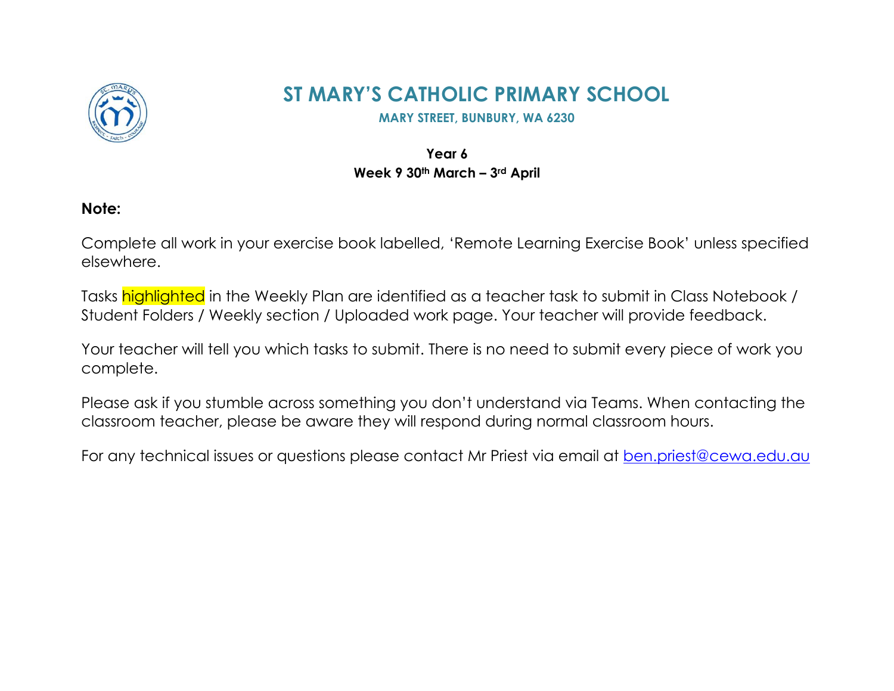# ST MARY'S CATHOLIC PRIMARY SCHOOL

**MARY STREET, BUNBURY, WA 6230**

**Year 6**

**Week 9 30th March – 3rd April**

**Note:**

Complete all work in your exercise book labelled, 'Remote Learning Exercise Book' unless specified elsewhere.

Tasks highlighted in the Weekly Plan are identified as a teacher task to submit in Class Notebook / Student Folders / Weekly section / Uploaded work page. Your teacher will provide feedback.

Your teacher will tell you which tasks to submit. There is no need to submit every piece of work you complete.

Please ask if you stumble across something you don't understand via Teams. When contacting the classroom teacher, please be aware they will respond during normal classroom hours.

For any technical issues or questions please contact Mr Priest via email at ben.priest@cewa.edu.au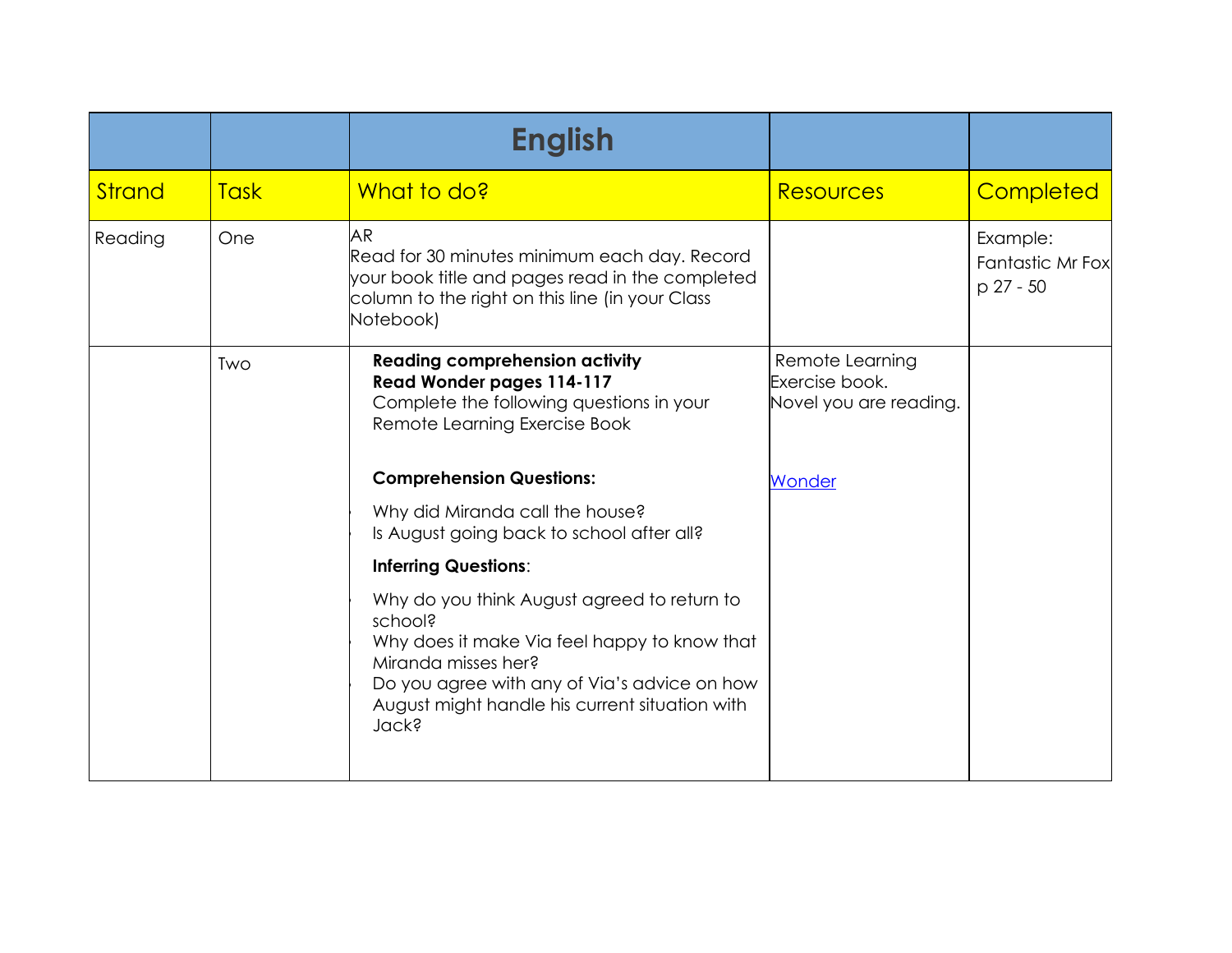| | | English | | |
|---|---|---|---|---|
| Strand | Task | What to do? | Resources | Completed |
| Reading | One | AR<br>Read for 30 minutes minimum each day. Record your book title and pages read in the completed column to the right on this line (in your Class Notebook) | | Example:<br>Fantastic Mr Fox<br>p 27 - 50 |
| | Two | **Reading comprehension activity**<br>**Read Wonder pages 114-117**<br>Complete the following questions in your Remote Learning Exercise Book<br><br>**Comprehension Questions:**<br>- Why did Miranda call the house?<br>- Is August going back to school after all?<br><br>**Inferring Questions**:<br>- Why do you think August agreed to return to school?<br>- Why does it make Via feel happy to know that Miranda misses her?<br>- Do you agree with any of Via's advice on how August might handle his current situation with Jack? | Remote Learning Exercise book.<br>Novel you are reading.<br><br>Wonder | |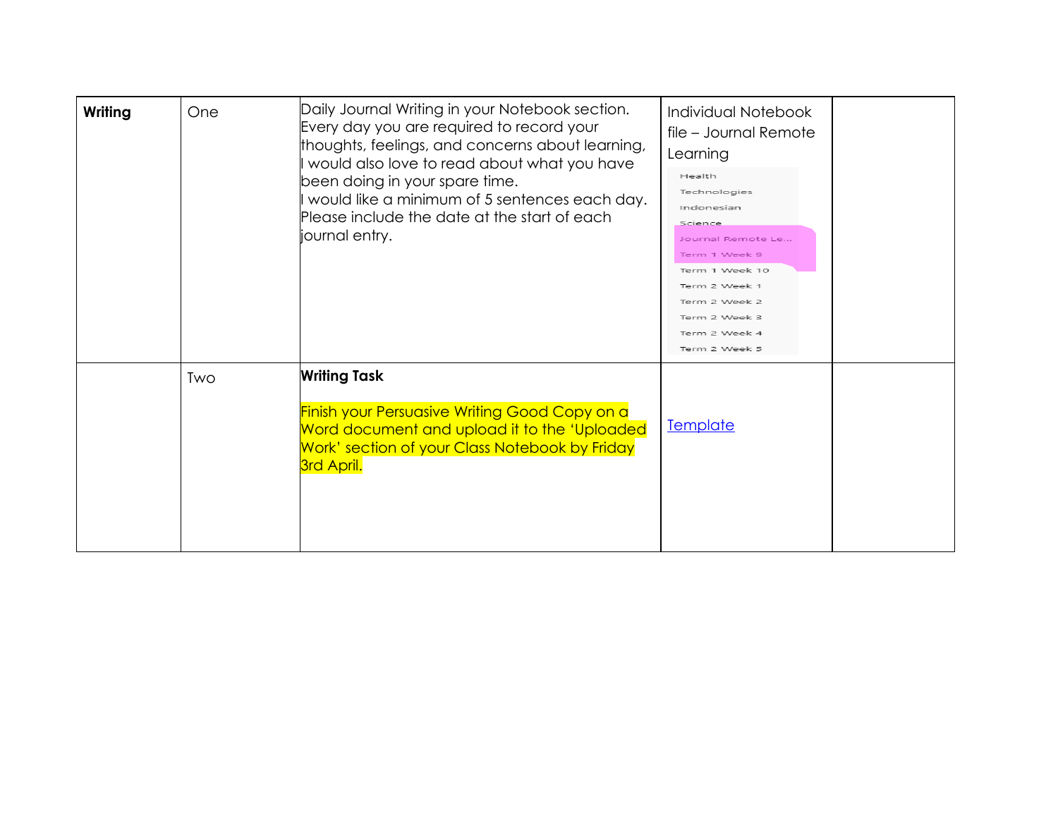| **Writing** | One | Daily Journal Writing in your Notebook section.<br>Every day you are required to record your thoughts, feelings, and concerns about learning, I would also love to read about what you have been doing in your spare time.<br>I would like a minimum of 5 sentences each day.<br>Please include the date at the start of each journal entry. | Individual Notebook file – Journal Remote Learning<br>Health<br>Technologies<br>Indonesian<br>Science<br>Journal Remote Le...<br>Term 1 Week 9<br>Term 1 Week 10<br>Term 2 Week 1<br>Term 2 Week 2<br>Term 2 Week 3<br>Term 2 Week 4<br>Term 2 Week 5 | |
|---|---|---|---|---|
| | Two | **Writing Task**<br><br>Finish your Persuasive Writing Good Copy on a Word document and upload it to the 'Uploaded Work' section of your Class Notebook by Friday 3rd April. | Template | |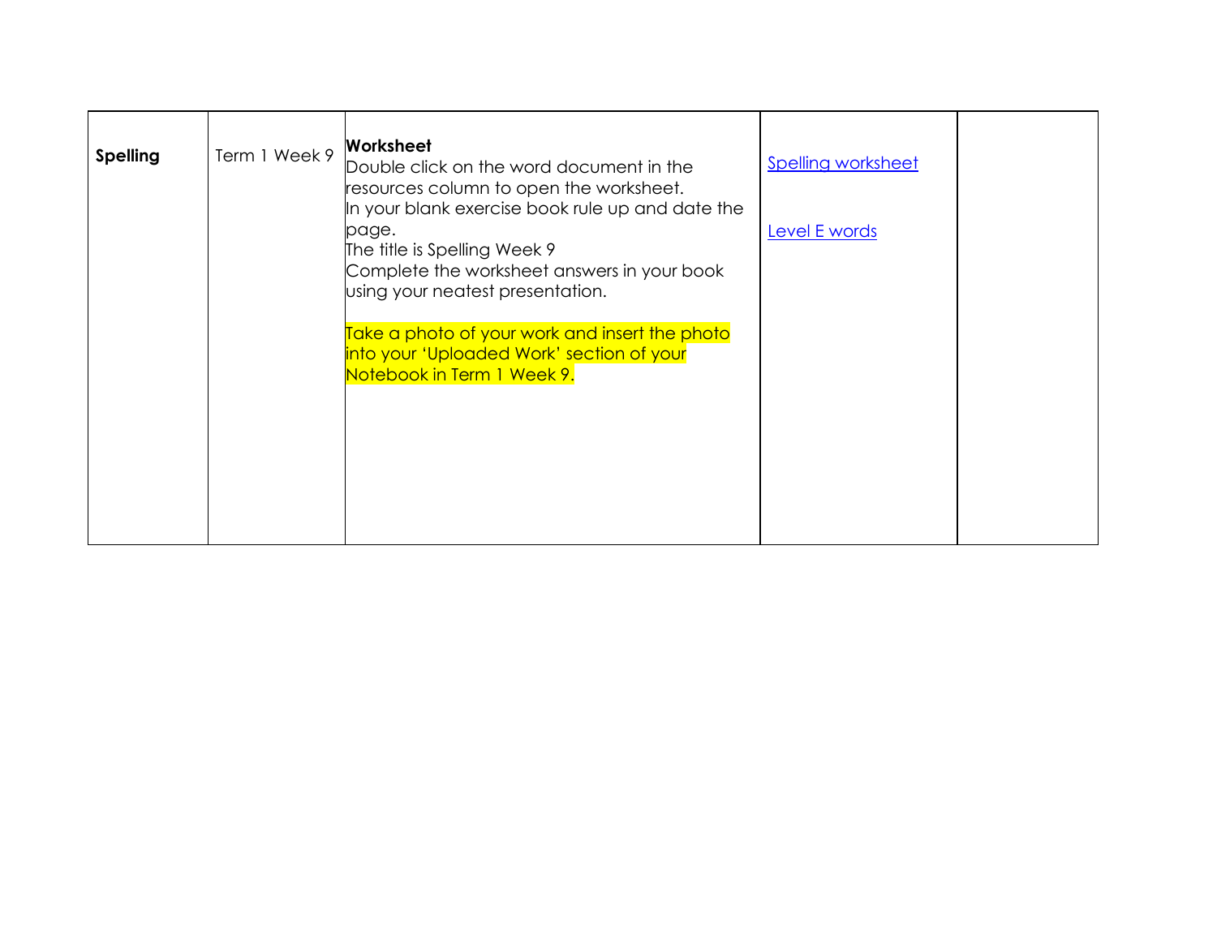| **Spelling** | Term 1 Week 9 | **Worksheet**<br>Double click on the word document in the resources column to open the worksheet.<br>In your blank exercise book rule up and date the page.<br>The title is Spelling Week 9<br>Complete the worksheet answers in your book using your neatest presentation.<br><br>Take a photo of your work and insert the photo into your 'Uploaded Work' section of your Notebook in Term 1 Week 9. | Spelling worksheet<br><br>Level E words | |
|---|---|---|---|---|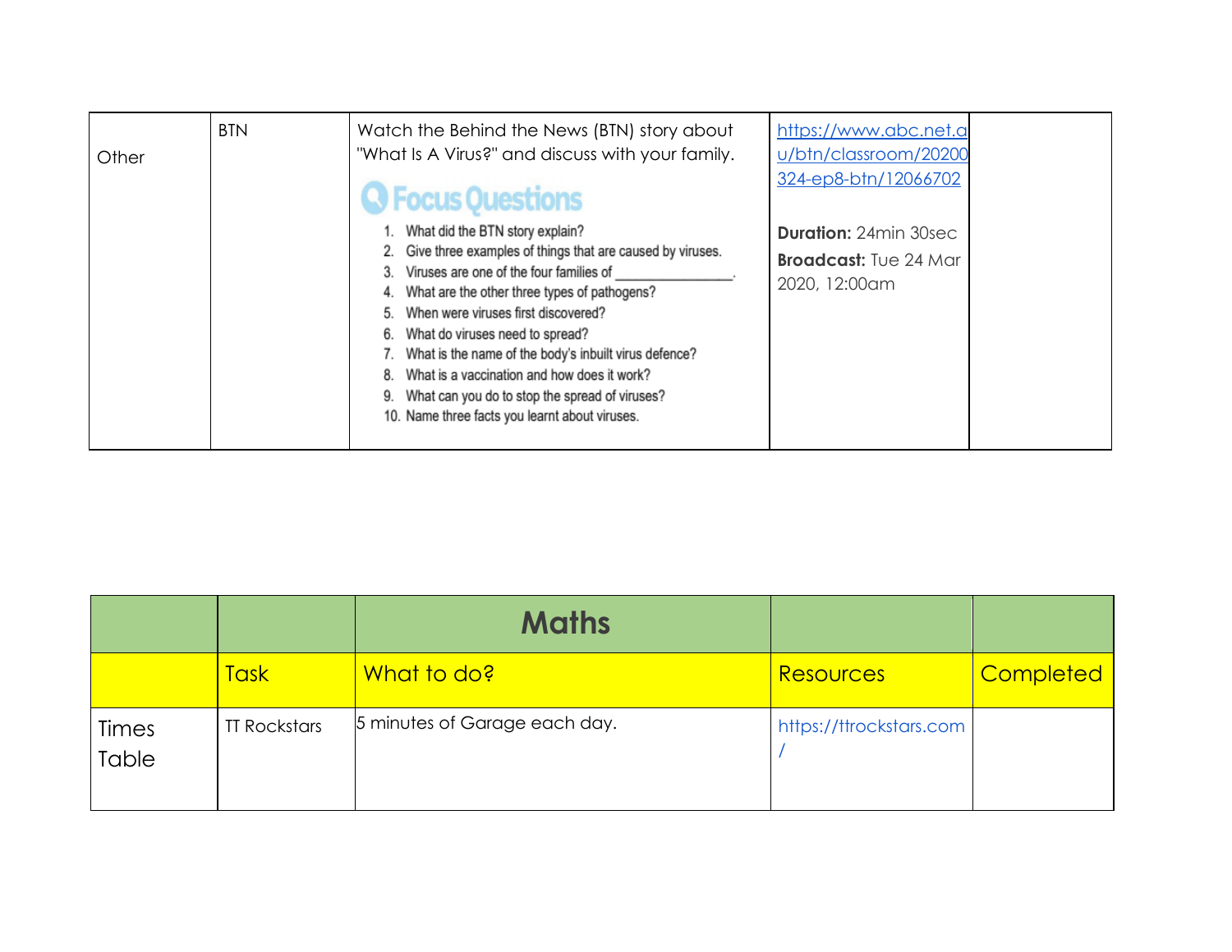| Other | BTN | Watch the Behind the News (BTN) story about "What Is A Virus?" and discuss with your family.<br><br>**Focus Questions**<br>1. What did the BTN story explain?<br>2. Give three examples of things that are caused by viruses.<br>3. Viruses are one of the four families of _______________.<br>4. What are the other three types of pathogens?<br>5. When were viruses first discovered?<br>6. What do viruses need to spread?<br>7. What is the name of the body's inbuilt virus defence?<br>8. What is a vaccination and how does it work?<br>9. What can you do to stop the spread of viruses?<br>10. Name three facts you learnt about viruses. | https://www.abc.net.au/btn/classroom/20200324-ep8-btn/12066702<br><br>**Duration:** 24min 30sec<br>**Broadcast:** Tue 24 Mar 2020, 12:00am | |
|---|---|---|---|---|

| | | **Maths** | | |
|---|---|---|---|---|
| | Task | What to do? | Resources | Completed |
| Times Table | TT Rockstars | 5 minutes of Garage each day. | https://ttrockstars.com/ | |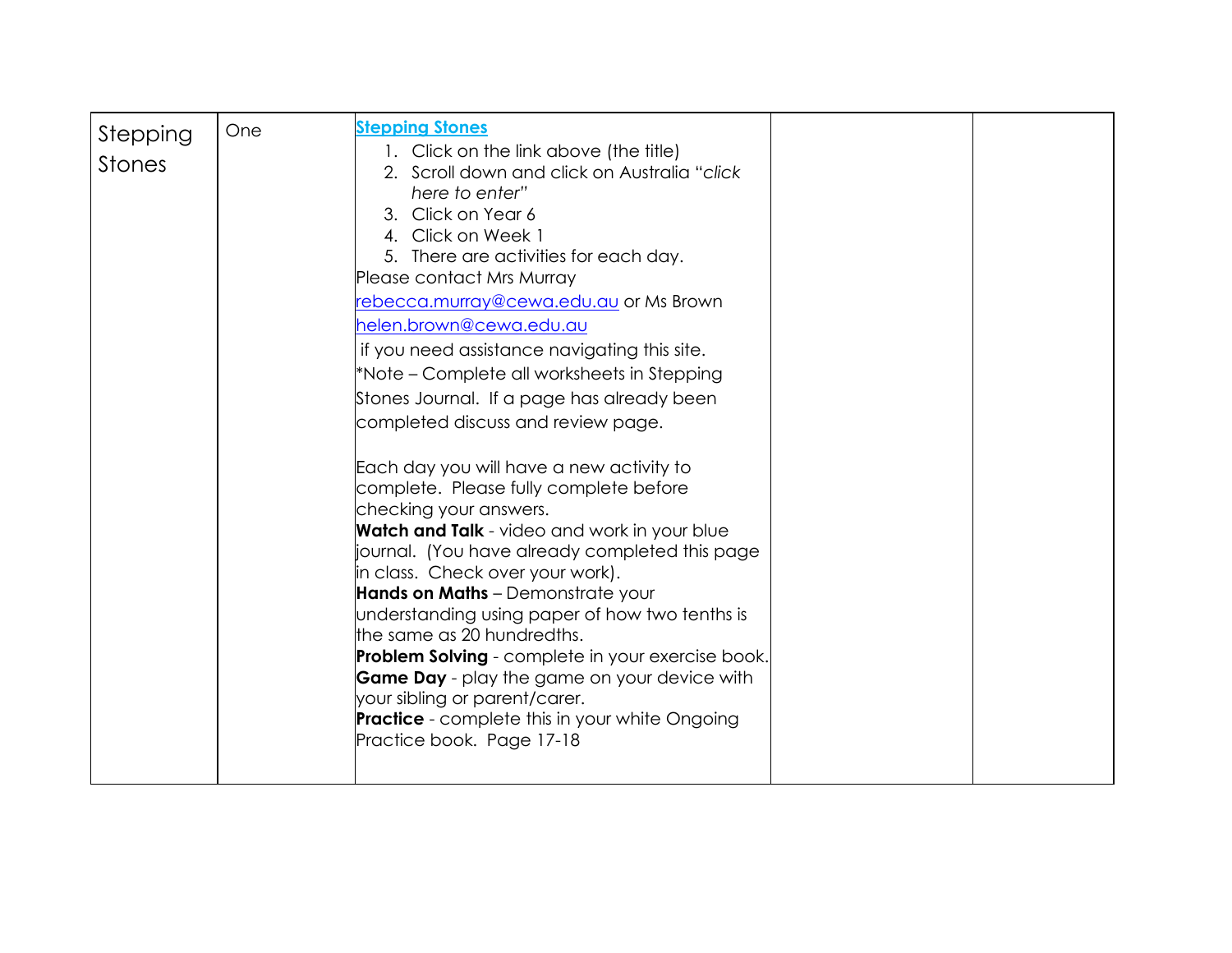| Stepping Stones | One | [Stepping Stones](#)<br>1. Click on the link above (the title)<br>2. Scroll down and click on Australia "*click here to enter*"<br>3. Click on Year 6<br>4. Click on Week 1<br>5. There are activities for each day.<br>Please contact Mrs Murray rebecca.murray@cewa.edu.au or Ms Brown helen.brown@cewa.edu.au if you need assistance navigating this site.<br>*Note – Complete all worksheets in Stepping Stones Journal. If a page has already been completed discuss and review page.<br><br>Each day you will have a new activity to complete. Please fully complete before checking your answers.<br>**Watch and Talk** - video and work in your blue journal. (You have already completed this page in class. Check over your work).<br>**Hands on Maths** – Demonstrate your understanding using paper of how two tenths is the same as 20 hundredths.<br>**Problem Solving** - complete in your exercise book.<br>**Game Day** - play the game on your device with your sibling or parent/carer.<br>**Practice** - complete this in your white Ongoing Practice book. Page 17-18 | | |
|---|---|---|---|---|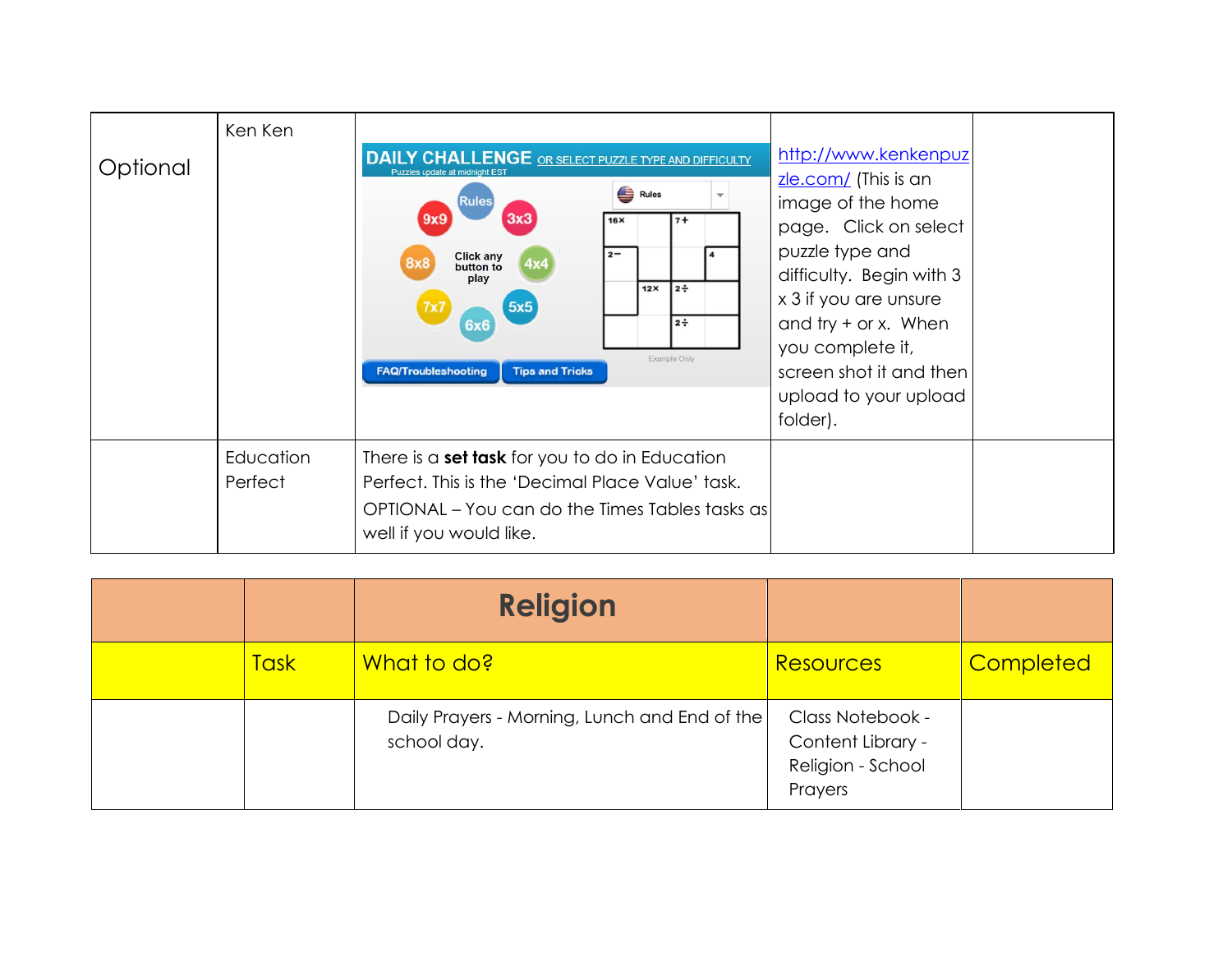| Optional | Ken Ken | DAILY CHALLENGE OR SELECT PUZZLE TYPE AND DIFFICULTY Puzzles update at midnight EST | http://www.kenkenpuzzle.com/ (This is an image of the home page. Click on select puzzle type and difficulty. Begin with 3 x 3 if you are unsure and try + or x. When you complete it, screen shot it and then upload to your upload folder). | |
|---|---|---|---|---|
| | Education Perfect | There is a **set task** for you to do in Education Perfect. This is the 'Decimal Place Value' task. OPTIONAL – You can do the Times Tables tasks as well if you would like. | | |

| | | **Religion** | | |
|---|---|---|---|---|
| | Task | What to do? | Resources | Completed |
| | | Daily Prayers - Morning, Lunch and End of the school day. | Class Notebook - Content Library - Religion - School Prayers | |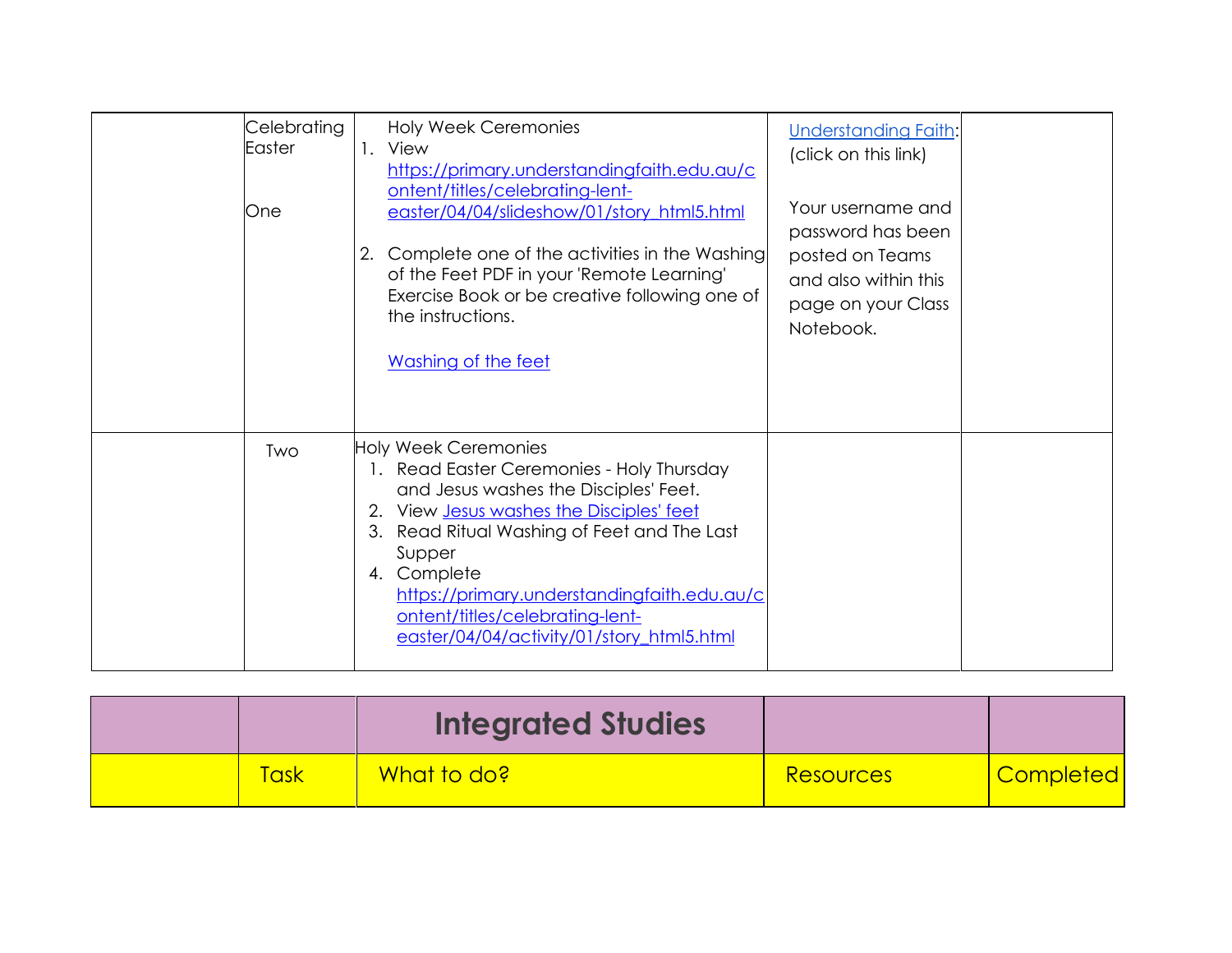|  |  |  |  |  |
|---|---|---|---|---|
|  | Celebrating Easter<br><br>One | Holy Week Ceremonies<br>1. View https://primary.understandingfaith.edu.au/content/titles/celebrating-lent-easter/04/04/slideshow/01/story_html5.html<br><br>2. Complete one of the activities in the Washing of the Feet PDF in your 'Remote Learning' Exercise Book or be creative following one of the instructions.<br><br>Washing of the feet | Understanding Faith:<br>(click on this link)<br><br>Your username and password has been posted on Teams and also within this page on your Class Notebook. |  |
|  | Two | Holy Week Ceremonies<br>1. Read Easter Ceremonies - Holy Thursday and Jesus washes the Disciples' Feet.<br>2. View Jesus washes the Disciples' feet<br>3. Read Ritual Washing of Feet and The Last Supper<br>4. Complete https://primary.understandingfaith.edu.au/content/titles/celebrating-lent-easter/04/04/activity/01/story_html5.html |  |  |

|  |  | **Integrated Studies** |  |  |
|---|---|---|---|---|
|  | Task | What to do? | Resources | Completed |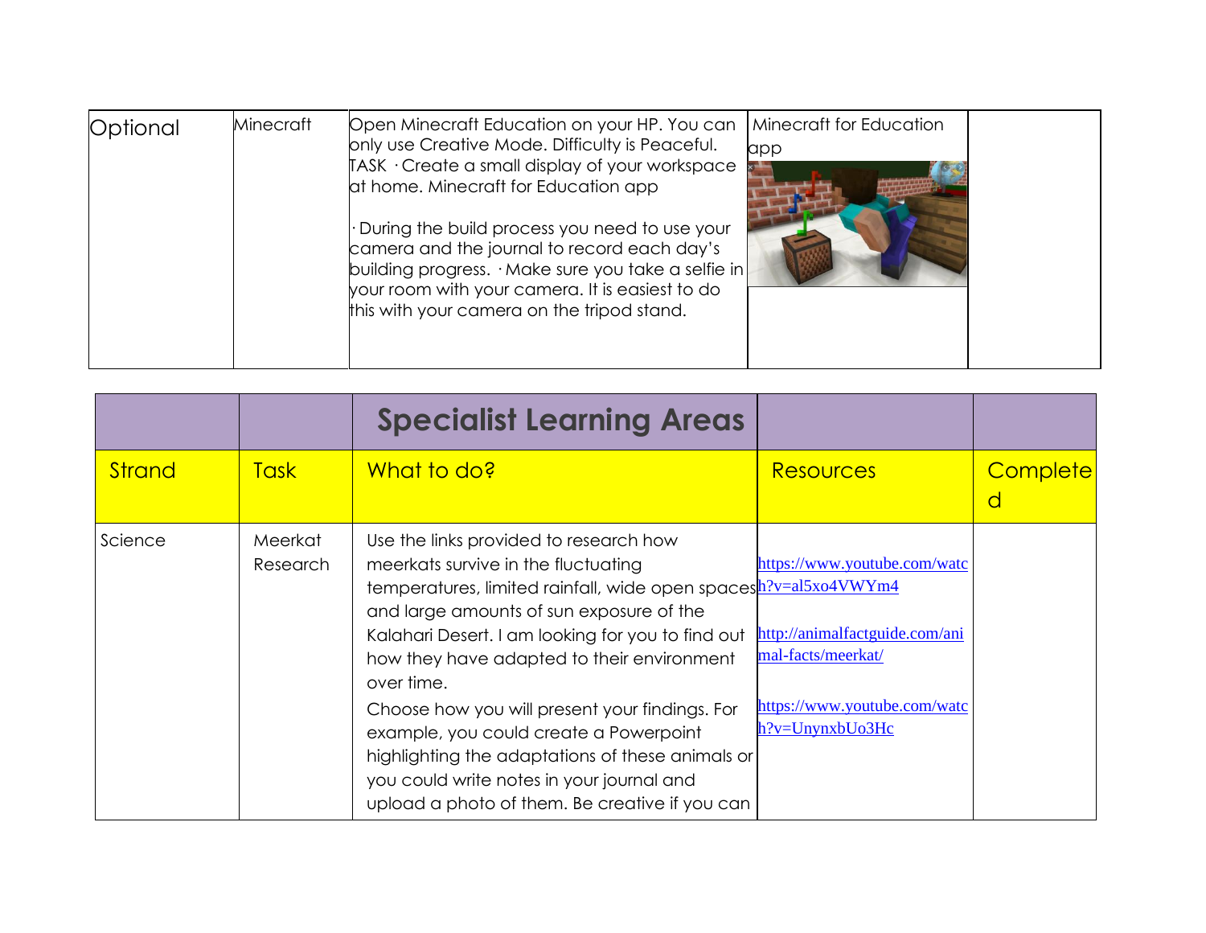| Optional | Minecraft | Open Minecraft Education on your HP. You can only use Creative Mode. Difficulty is Peaceful. TASK · Create a small display of your workspace at home. Minecraft for Education app<br><br>· During the build process you need to use your camera and the journal to record each day's building progress. · Make sure you take a selfie in your room with your camera. It is easiest to do this with your camera on the tripod stand. | Minecraft for Education app | |
|---|---|---|---|---|

| | | Specialist Learning Areas | | |
|---|---|---|---|---|
| Strand | Task | What to do? | Resources | Completed |
| Science | Meerkat Research | Use the links provided to research how meerkats survive in the fluctuating temperatures, limited rainfall, wide open spaces and large amounts of sun exposure of the Kalahari Desert. I am looking for you to find out how they have adapted to their environment over time.<br>Choose how you will present your findings. For example, you could create a Powerpoint highlighting the adaptations of these animals or you could write notes in your journal and upload a photo of them. Be creative if you can | https://www.youtube.com/watch?v=al5xo4VWYm4<br><br>http://animalfactguide.com/animal-facts/meerkat/<br><br>https://www.youtube.com/watch?v=UnynxbUo3Hc | |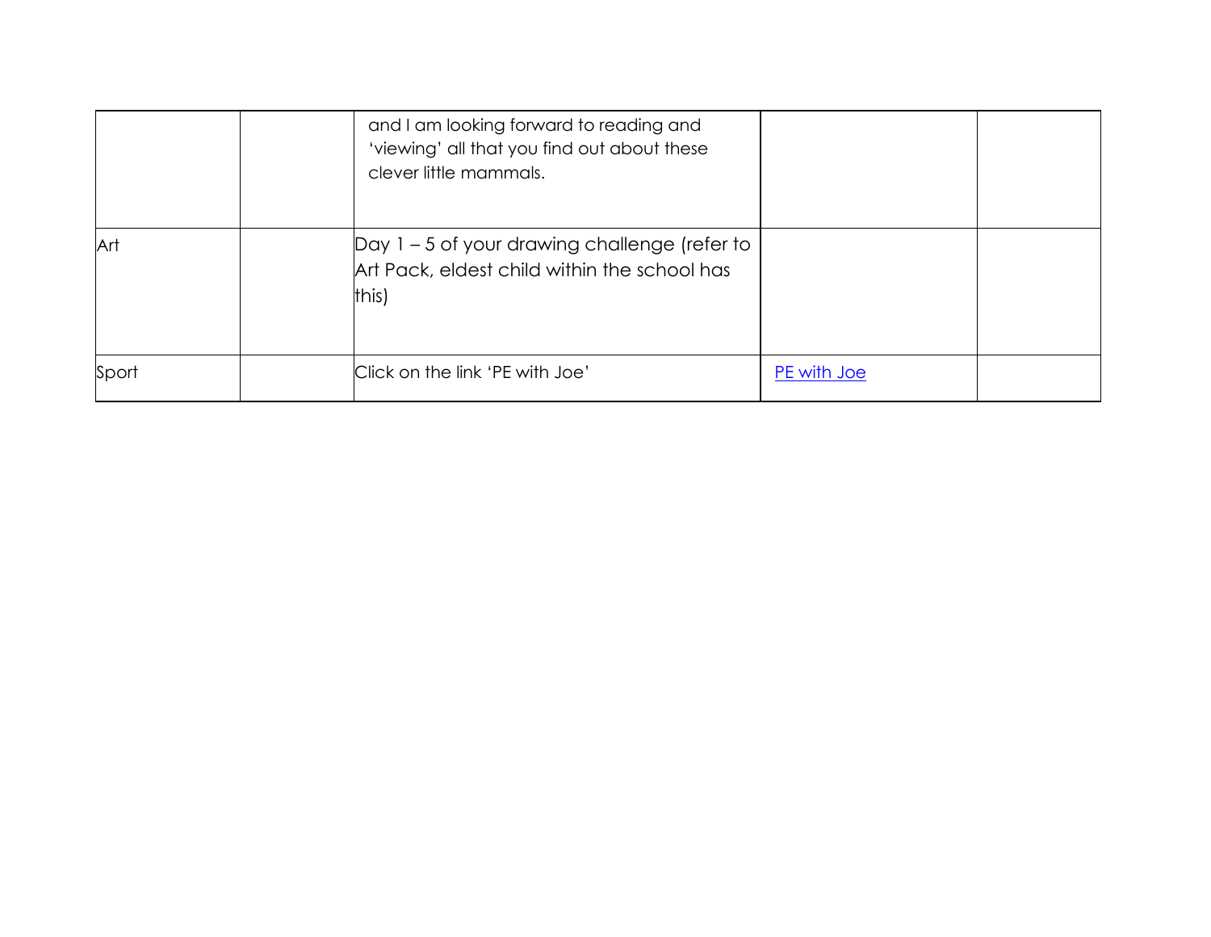| | | | | |
|---|---|---|---|---|
| | | and I am looking forward to reading and 'viewing' all that you find out about these clever little mammals. | | |
| Art | | Day 1 – 5 of your drawing challenge (refer to Art Pack, eldest child within the school has this) | | |
| Sport | | Click on the link 'PE with Joe' | PE with Joe | |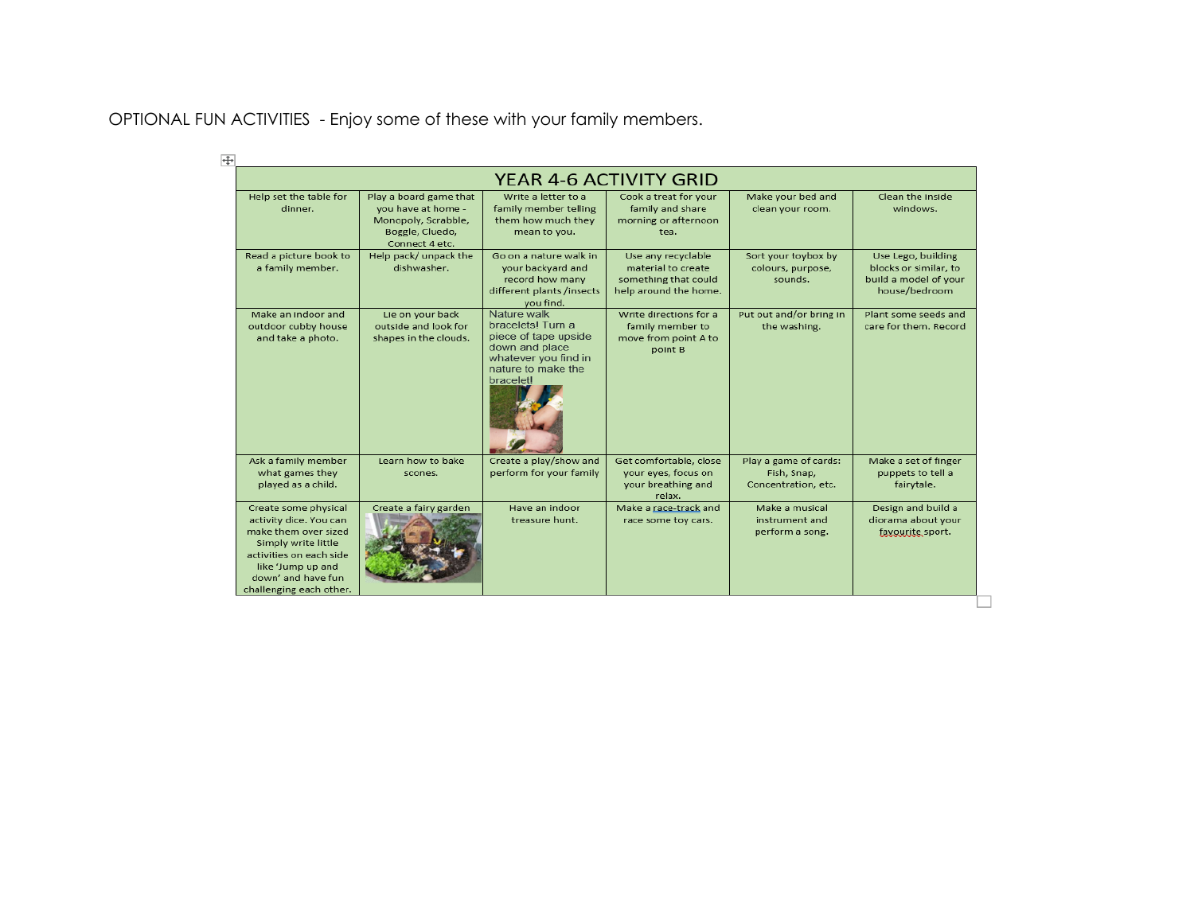OPTIONAL FUN ACTIVITIES - Enjoy some of these with your family members.

| YEAR 4-6 ACTIVITY GRID | | | | | |
|---|---|---|---|---|---|
| Help set the table for dinner. | Play a board game that you have at home - Monopoly, Scrabble, Boggle, Cluedo, Connect 4 etc. | Write a letter to a family member telling them how much they mean to you. | Cook a treat for your family and share morning or afternoon tea. | Make your bed and clean your room. | Clean the inside windows. |
| Read a picture book to a family member. | Help pack/ unpack the dishwasher. | Go on a nature walk in your backyard and record how many different plants /insects you find. | Use any recyclable material to create something that could help around the home. | Sort your toybox by colours, purpose, sounds. | Use Lego, building blocks or similar, to build a model of your house/bedroom |
| Make an indoor and outdoor cubby house and take a photo. | Lie on your back outside and look for shapes in the clouds. | Nature walk bracelets! Turn a piece of tape upside down and place whatever you find in nature to make the bracelet! | Write directions for a family member to move from point A to point B | Put out and/or bring in the washing. | Plant some seeds and care for them. Record |
| Ask a family member what games they played as a child. | Learn how to bake scones. | Create a play/show and perform for your family | Get comfortable, close your eyes, focus on your breathing and relax. | Play a game of cards: Fish, Snap, Concentration, etc. | Make a set of finger puppets to tell a fairytale. |
| Create some physical activity dice. You can make them over sized Simply write little activities on each side like 'Jump up and down' and have fun challenging each other. | Create a fairy garden | Have an indoor treasure hunt. | Make a race-track and race some toy cars. | Make a musical instrument and perform a song. | Design and build a diorama about your favourite sport. |